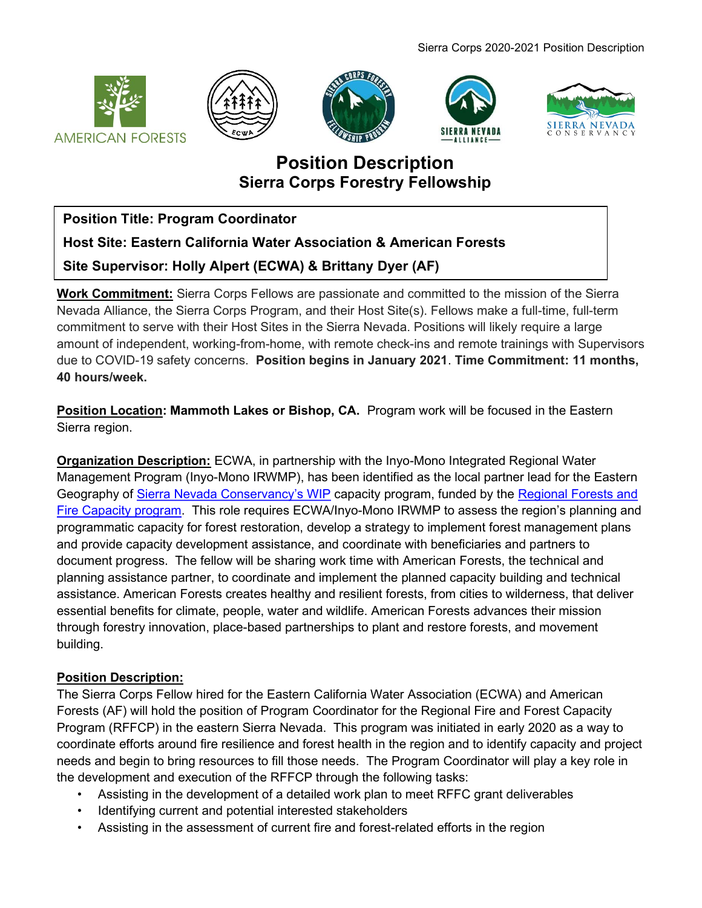# Position Description
## Sierra Corps Forestry Fellowship

**Position Title: Program Coordinator**

**Host Site: Eastern California Water Association & American Forests**

**Site Supervisor: Holly Alpert (ECWA) & Brittany Dyer (AF)**

**Work Commitment:** Sierra Corps Fellows are passionate and committed to the mission of the Sierra Nevada Alliance, the Sierra Corps Program, and their Host Site(s). Fellows make a full-time, full-term commitment to serve with their Host Sites in the Sierra Nevada. Positions will likely require a large amount of independent, working-from-home, with remote check-ins and remote trainings with Supervisors due to COVID-19 safety concerns. **Position begins in January 2021**. **Time Commitment: 11 months, 40 hours/week.**

**Position Location: Mammoth Lakes or Bishop, CA.** Program work will be focused in the Eastern Sierra region.

**Organization Description:** ECWA, in partnership with the Inyo-Mono Integrated Regional Water Management Program (Inyo-Mono IRWMP), has been identified as the local partner lead for the Eastern Geography of Sierra Nevada Conservancy's WIP capacity program, funded by the Regional Forests and Fire Capacity program. This role requires ECWA/Inyo-Mono IRWMP to assess the region's planning and programmatic capacity for forest restoration, develop a strategy to implement forest management plans and provide capacity development assistance, and coordinate with beneficiaries and partners to document progress. The fellow will be sharing work time with American Forests, the technical and planning assistance partner, to coordinate and implement the planned capacity building and technical assistance. American Forests creates healthy and resilient forests, from cities to wilderness, that deliver essential benefits for climate, people, water and wildlife. American Forests advances their mission through forestry innovation, place-based partnerships to plant and restore forests, and movement building.

**Position Description:**

The Sierra Corps Fellow hired for the Eastern California Water Association (ECWA) and American Forests (AF) will hold the position of Program Coordinator for the Regional Fire and Forest Capacity Program (RFFCP) in the eastern Sierra Nevada. This program was initiated in early 2020 as a way to coordinate efforts around fire resilience and forest health in the region and to identify capacity and project needs and begin to bring resources to fill those needs. The Program Coordinator will play a key role in the development and execution of the RFFCP through the following tasks:

- Assisting in the development of a detailed work plan to meet RFFC grant deliverables
- Identifying current and potential interested stakeholders
- Assisting in the assessment of current fire and forest-related efforts in the region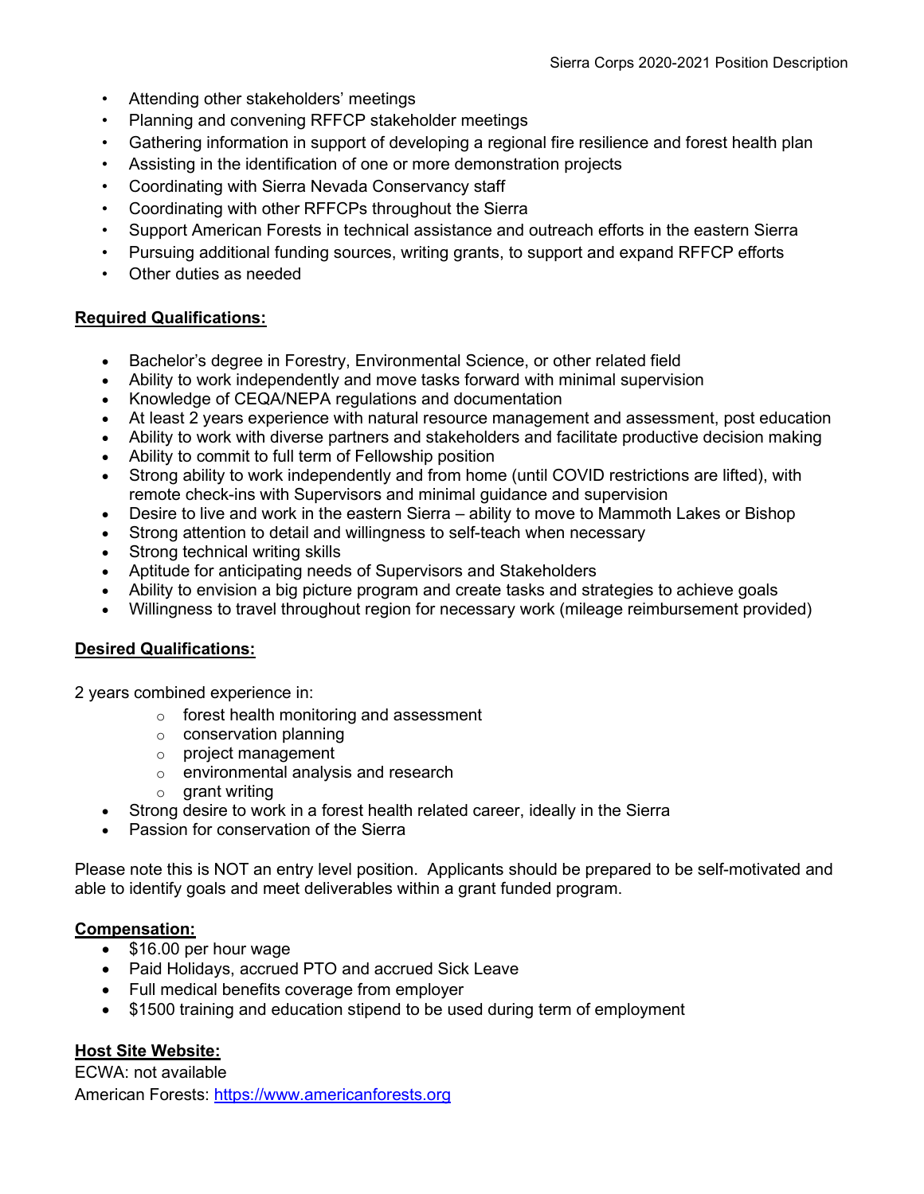- Attending other stakeholders' meetings
- Planning and convening RFFCP stakeholder meetings
- Gathering information in support of developing a regional fire resilience and forest health plan
- Assisting in the identification of one or more demonstration projects
- Coordinating with Sierra Nevada Conservancy staff
- Coordinating with other RFFCPs throughout the Sierra
- Support American Forests in technical assistance and outreach efforts in the eastern Sierra
- Pursuing additional funding sources, writing grants, to support and expand RFFCP efforts
- Other duties as needed

**Required Qualifications:**

- Bachelor's degree in Forestry, Environmental Science, or other related field
- Ability to work independently and move tasks forward with minimal supervision
- Knowledge of CEQA/NEPA regulations and documentation
- At least 2 years experience with natural resource management and assessment, post education
- Ability to work with diverse partners and stakeholders and facilitate productive decision making
- Ability to commit to full term of Fellowship position
- Strong ability to work independently and from home (until COVID restrictions are lifted), with remote check-ins with Supervisors and minimal guidance and supervision
- Desire to live and work in the eastern Sierra – ability to move to Mammoth Lakes or Bishop
- Strong attention to detail and willingness to self-teach when necessary
- Strong technical writing skills
- Aptitude for anticipating needs of Supervisors and Stakeholders
- Ability to envision a big picture program and create tasks and strategies to achieve goals
- Willingness to travel throughout region for necessary work (mileage reimbursement provided)

**Desired Qualifications:**

2 years combined experience in:

- forest health monitoring and assessment
- conservation planning
- project management
- environmental analysis and research
- grant writing

- Strong desire to work in a forest health related career, ideally in the Sierra
- Passion for conservation of the Sierra

Please note this is NOT an entry level position. Applicants should be prepared to be self-motivated and able to identify goals and meet deliverables within a grant funded program.

**Compensation:**

- $16.00 per hour wage
- Paid Holidays, accrued PTO and accrued Sick Leave
- Full medical benefits coverage from employer
- $1500 training and education stipend to be used during term of employment

**Host Site Website:**

ECWA: not available
American Forests: https://www.americanforests.org